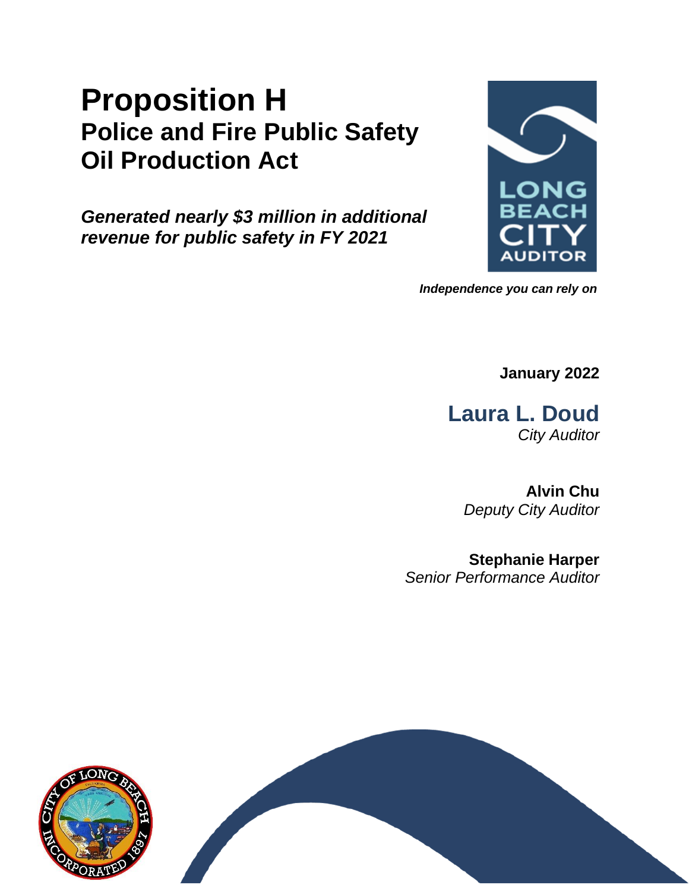# Proposition H
## Police and Fire Public Safety Oil Production Act

***Generated nearly $3 million in additional revenue for public safety in FY 2021***

LONG BEACH CITY AUDITOR

***Independence you can rely on***

**January 2022**

**Laura L. Doud**
*City Auditor*

**Alvin Chu**
*Deputy City Auditor*

**Stephanie Harper**
*Senior Performance Auditor*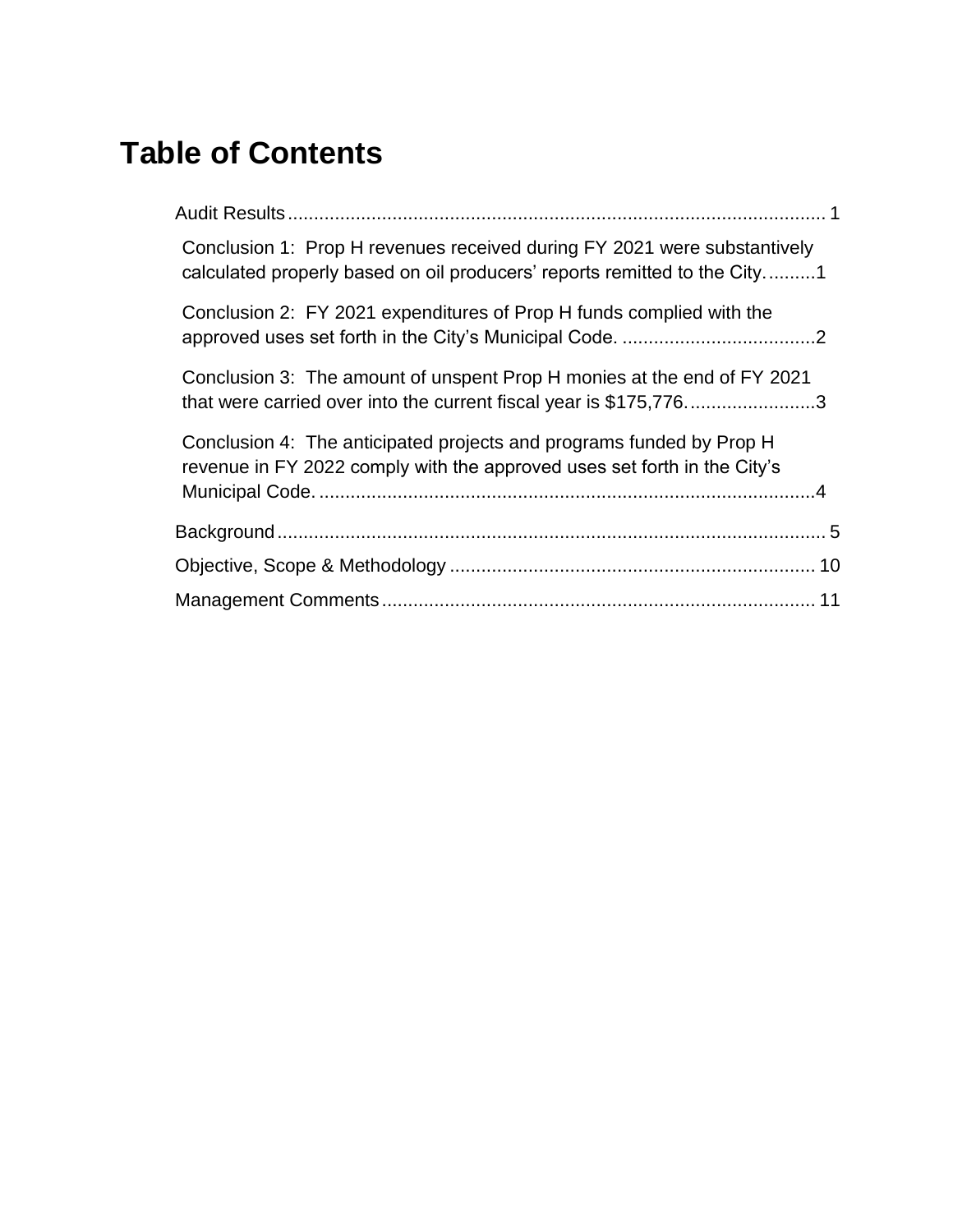# Table of Contents

Audit Results ........................................................................................................ 1

- Conclusion 1: Prop H revenues received during FY 2021 were substantively calculated properly based on oil producers' reports remitted to the City. .........1
- Conclusion 2: FY 2021 expenditures of Prop H funds complied with the approved uses set forth in the City's Municipal Code. .....................................2
- Conclusion 3: The amount of unspent Prop H monies at the end of FY 2021 that were carried over into the current fiscal year is $175,776. ........................3
- Conclusion 4: The anticipated projects and programs funded by Prop H revenue in FY 2022 comply with the approved uses set forth in the City's Municipal Code. ................................................................................................4

Background ........................................................................................................... 5

Objective, Scope & Methodology ...................................................................... 10

Management Comments .................................................................................... 11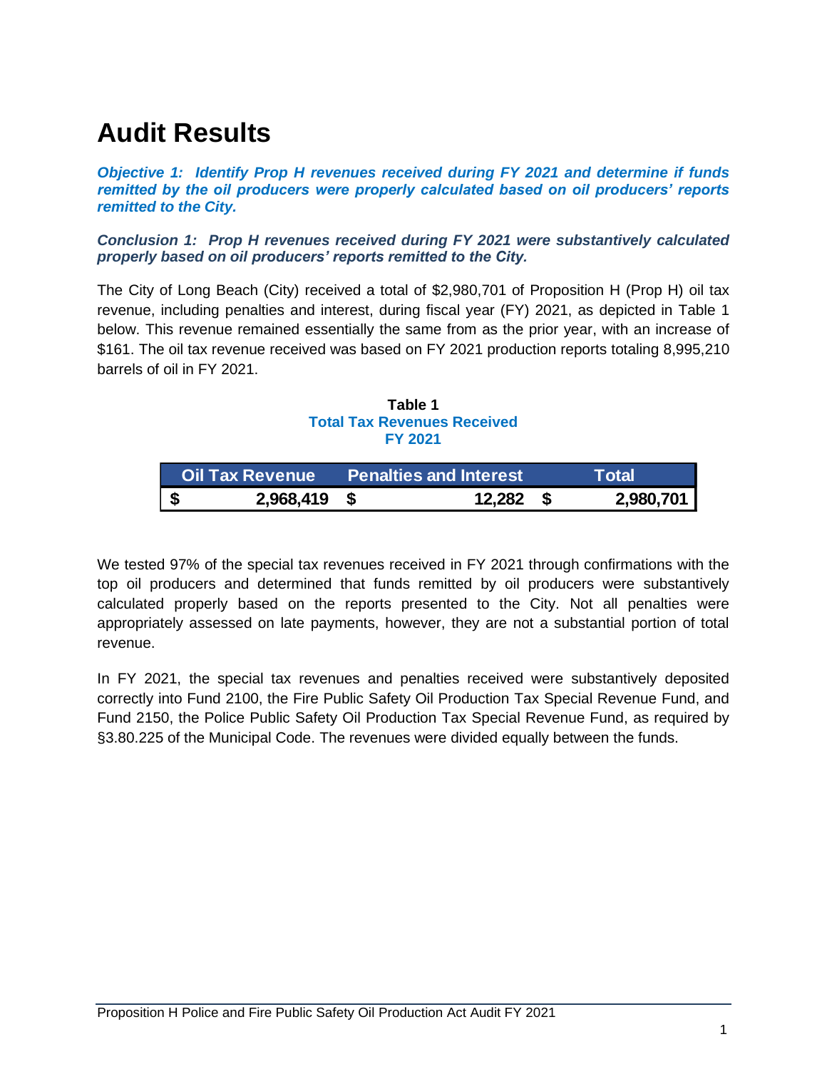# Audit Results

***Objective 1: Identify Prop H revenues received during FY 2021 and determine if funds remitted by the oil producers were properly calculated based on oil producers' reports remitted to the City.***

***Conclusion 1: Prop H revenues received during FY 2021 were substantively calculated properly based on oil producers' reports remitted to the City.***

The City of Long Beach (City) received a total of $2,980,701 of Proposition H (Prop H) oil tax revenue, including penalties and interest, during fiscal year (FY) 2021, as depicted in Table 1 below. This revenue remained essentially the same from as the prior year, with an increase of $161. The oil tax revenue received was based on FY 2021 production reports totaling 8,995,210 barrels of oil in FY 2021.

**Table 1**
**Total Tax Revenues Received**
**FY 2021**

| Oil Tax Revenue | Penalties and Interest | Total |
|---|---|---|
| **$ 2,968,419** | **$ 12,282** | **$ 2,980,701** |

We tested 97% of the special tax revenues received in FY 2021 through confirmations with the top oil producers and determined that funds remitted by oil producers were substantively calculated properly based on the reports presented to the City. Not all penalties were appropriately assessed on late payments, however, they are not a substantial portion of total revenue.

In FY 2021, the special tax revenues and penalties received were substantively deposited correctly into Fund 2100, the Fire Public Safety Oil Production Tax Special Revenue Fund, and Fund 2150, the Police Public Safety Oil Production Tax Special Revenue Fund, as required by §3.80.225 of the Municipal Code. The revenues were divided equally between the funds.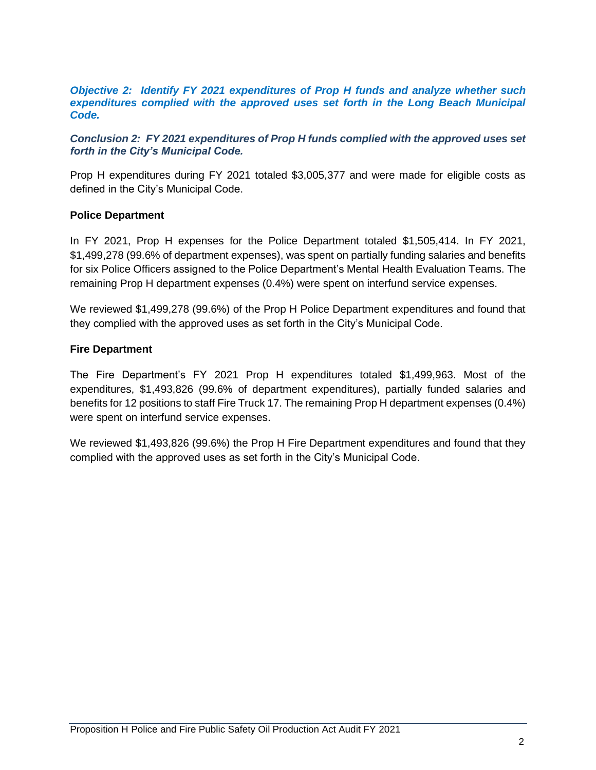***Objective 2: Identify FY 2021 expenditures of Prop H funds and analyze whether such expenditures complied with the approved uses set forth in the Long Beach Municipal Code.***

***Conclusion 2: FY 2021 expenditures of Prop H funds complied with the approved uses set forth in the City's Municipal Code.***

Prop H expenditures during FY 2021 totaled $3,005,377 and were made for eligible costs as defined in the City's Municipal Code.

**Police Department**

In FY 2021, Prop H expenses for the Police Department totaled $1,505,414. In FY 2021, $1,499,278 (99.6% of department expenses), was spent on partially funding salaries and benefits for six Police Officers assigned to the Police Department's Mental Health Evaluation Teams. The remaining Prop H department expenses (0.4%) were spent on interfund service expenses.

We reviewed $1,499,278 (99.6%) of the Prop H Police Department expenditures and found that they complied with the approved uses as set forth in the City's Municipal Code.

**Fire Department**

The Fire Department's FY 2021 Prop H expenditures totaled $1,499,963. Most of the expenditures, $1,493,826 (99.6% of department expenditures), partially funded salaries and benefits for 12 positions to staff Fire Truck 17. The remaining Prop H department expenses (0.4%) were spent on interfund service expenses.

We reviewed $1,493,826 (99.6%) the Prop H Fire Department expenditures and found that they complied with the approved uses as set forth in the City's Municipal Code.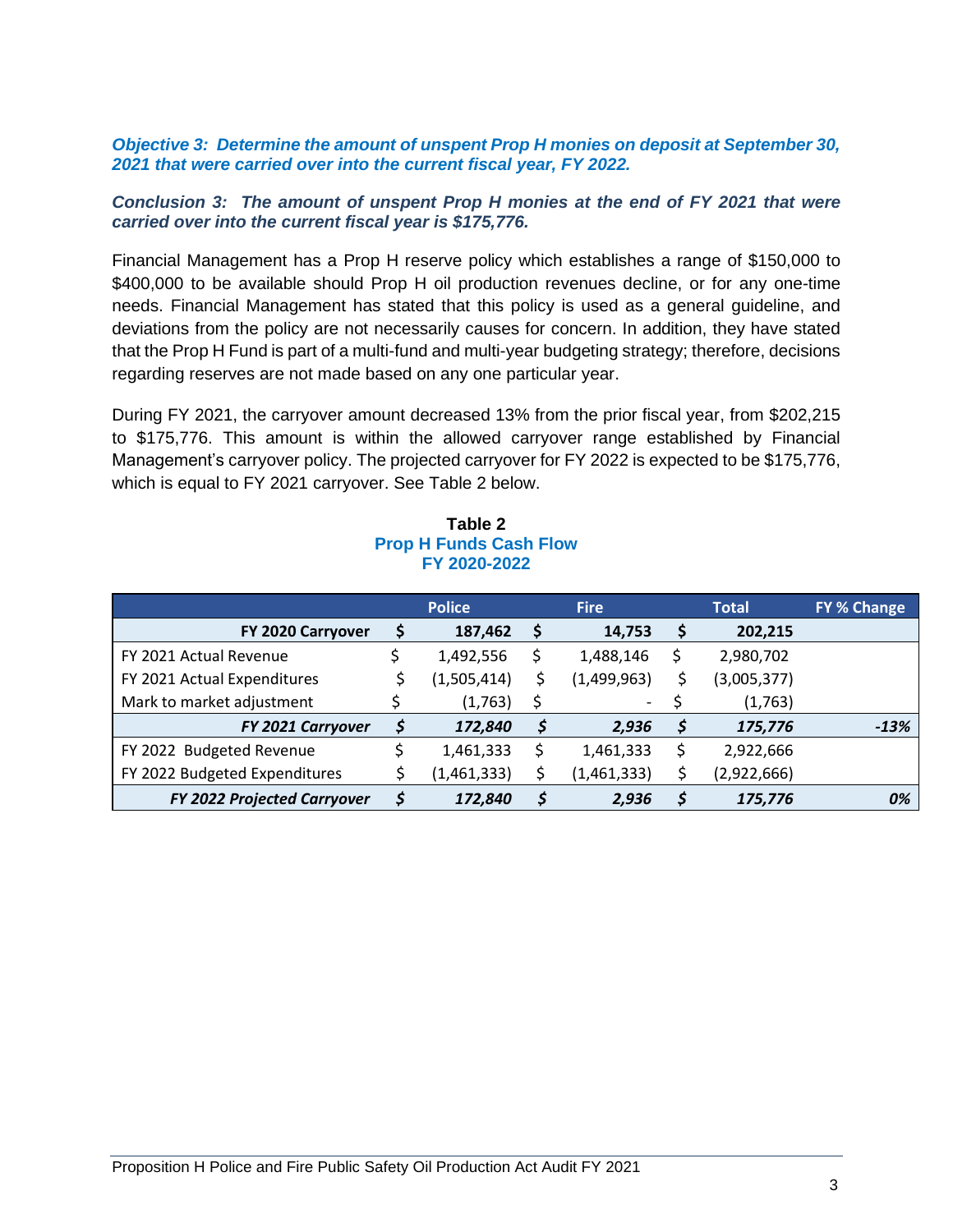***Objective 3: Determine the amount of unspent Prop H monies on deposit at September 30, 2021 that were carried over into the current fiscal year, FY 2022.***

***Conclusion 3: The amount of unspent Prop H monies at the end of FY 2021 that were carried over into the current fiscal year is $175,776.***

Financial Management has a Prop H reserve policy which establishes a range of $150,000 to $400,000 to be available should Prop H oil production revenues decline, or for any one-time needs. Financial Management has stated that this policy is used as a general guideline, and deviations from the policy are not necessarily causes for concern. In addition, they have stated that the Prop H Fund is part of a multi-fund and multi-year budgeting strategy; therefore, decisions regarding reserves are not made based on any one particular year.

During FY 2021, the carryover amount decreased 13% from the prior fiscal year, from $202,215 to $175,776. This amount is within the allowed carryover range established by Financial Management's carryover policy. The projected carryover for FY 2022 is expected to be $175,776, which is equal to FY 2021 carryover. See Table 2 below.

**Table 2**
**Prop H Funds Cash Flow**
**FY 2020-2022**

| | Police | Fire | Total | FY % Change |
|---|---|---|---|---|
| **FY 2020 Carryover** | **$ 187,462** | **$ 14,753** | **$ 202,215** | |
| FY 2021 Actual Revenue | $ 1,492,556 | $ 1,488,146 | $ 2,980,702 | |
| FY 2021 Actual Expenditures | $ (1,505,414) | $ (1,499,963) | $ (3,005,377) | |
| Mark to market adjustment | $ (1,763) | $ - | $ (1,763) | |
| ***FY 2021 Carryover*** | ***$ 172,840*** | ***$ 2,936*** | ***$ 175,776*** | ***-13%*** |
| FY 2022 Budgeted Revenue | $ 1,461,333 | $ 1,461,333 | $ 2,922,666 | |
| FY 2022 Budgeted Expenditures | $ (1,461,333) | $ (1,461,333) | $ (2,922,666) | |
| ***FY 2022 Projected Carryover*** | ***$ 172,840*** | ***$ 2,936*** | ***$ 175,776*** | ***0%*** |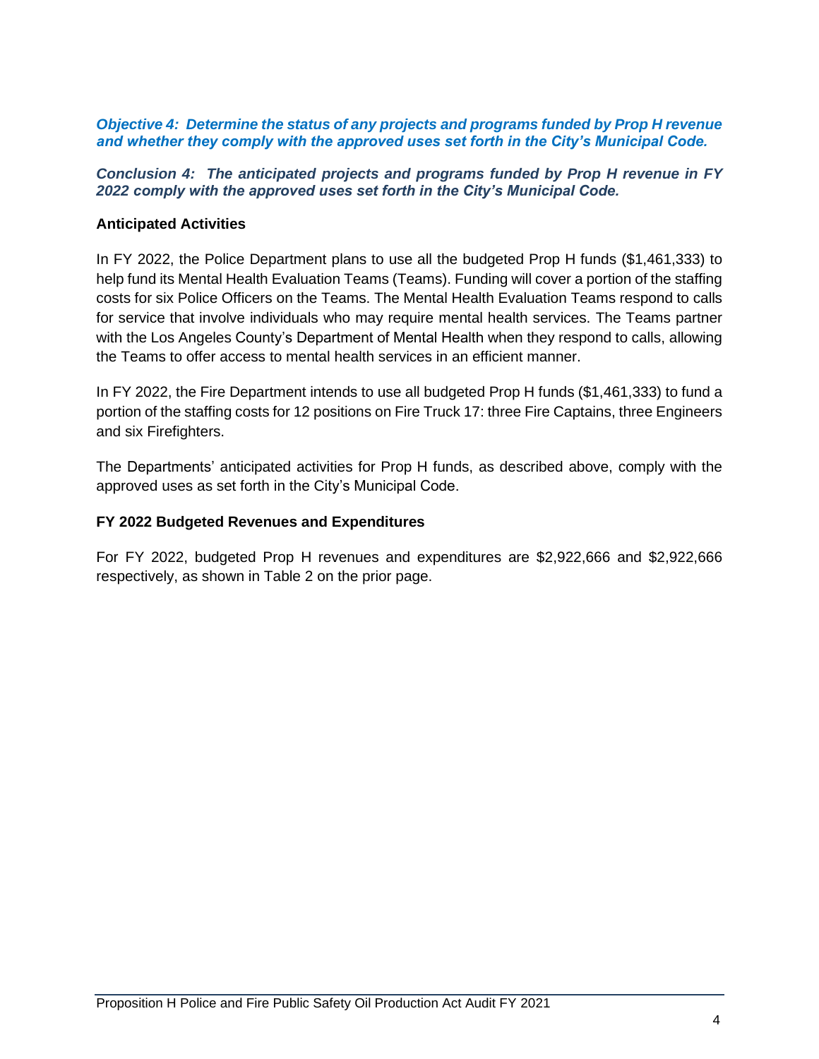***Objective 4: Determine the status of any projects and programs funded by Prop H revenue and whether they comply with the approved uses set forth in the City's Municipal Code.***

***Conclusion 4: The anticipated projects and programs funded by Prop H revenue in FY 2022 comply with the approved uses set forth in the City's Municipal Code.***

**Anticipated Activities**

In FY 2022, the Police Department plans to use all the budgeted Prop H funds ($1,461,333) to help fund its Mental Health Evaluation Teams (Teams). Funding will cover a portion of the staffing costs for six Police Officers on the Teams. The Mental Health Evaluation Teams respond to calls for service that involve individuals who may require mental health services. The Teams partner with the Los Angeles County's Department of Mental Health when they respond to calls, allowing the Teams to offer access to mental health services in an efficient manner.

In FY 2022, the Fire Department intends to use all budgeted Prop H funds ($1,461,333) to fund a portion of the staffing costs for 12 positions on Fire Truck 17: three Fire Captains, three Engineers and six Firefighters.

The Departments' anticipated activities for Prop H funds, as described above, comply with the approved uses as set forth in the City's Municipal Code.

**FY 2022 Budgeted Revenues and Expenditures**

For FY 2022, budgeted Prop H revenues and expenditures are $2,922,666 and $2,922,666 respectively, as shown in Table 2 on the prior page.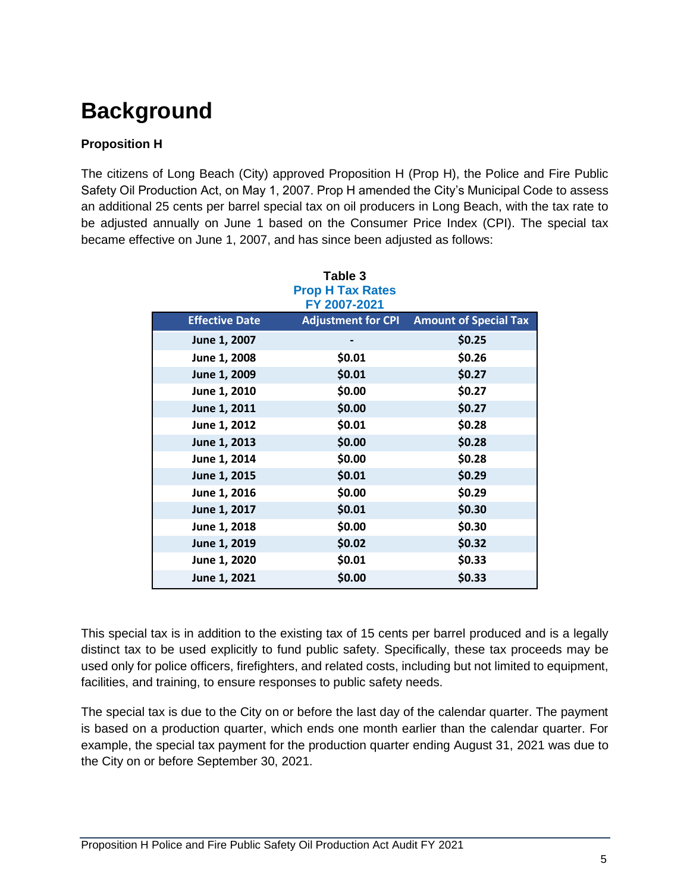# Background

**Proposition H**

The citizens of Long Beach (City) approved Proposition H (Prop H), the Police and Fire Public Safety Oil Production Act, on May 1, 2007. Prop H amended the City's Municipal Code to assess an additional 25 cents per barrel special tax on oil producers in Long Beach, with the tax rate to be adjusted annually on June 1 based on the Consumer Price Index (CPI). The special tax became effective on June 1, 2007, and has since been adjusted as follows:

**Table 3**
**Prop H Tax Rates**
**FY 2007-2021**

| Effective Date | Adjustment for CPI | Amount of Special Tax |
|---|---|---|
| June 1, 2007 | - | $0.25 |
| June 1, 2008 | $0.01 | $0.26 |
| June 1, 2009 | $0.01 | $0.27 |
| June 1, 2010 | $0.00 | $0.27 |
| June 1, 2011 | $0.00 | $0.27 |
| June 1, 2012 | $0.01 | $0.28 |
| June 1, 2013 | $0.00 | $0.28 |
| June 1, 2014 | $0.00 | $0.28 |
| June 1, 2015 | $0.01 | $0.29 |
| June 1, 2016 | $0.00 | $0.29 |
| June 1, 2017 | $0.01 | $0.30 |
| June 1, 2018 | $0.00 | $0.30 |
| June 1, 2019 | $0.02 | $0.32 |
| June 1, 2020 | $0.01 | $0.33 |
| June 1, 2021 | $0.00 | $0.33 |

This special tax is in addition to the existing tax of 15 cents per barrel produced and is a legally distinct tax to be used explicitly to fund public safety. Specifically, these tax proceeds may be used only for police officers, firefighters, and related costs, including but not limited to equipment, facilities, and training, to ensure responses to public safety needs.

The special tax is due to the City on or before the last day of the calendar quarter. The payment is based on a production quarter, which ends one month earlier than the calendar quarter. For example, the special tax payment for the production quarter ending August 31, 2021 was due to the City on or before September 30, 2021.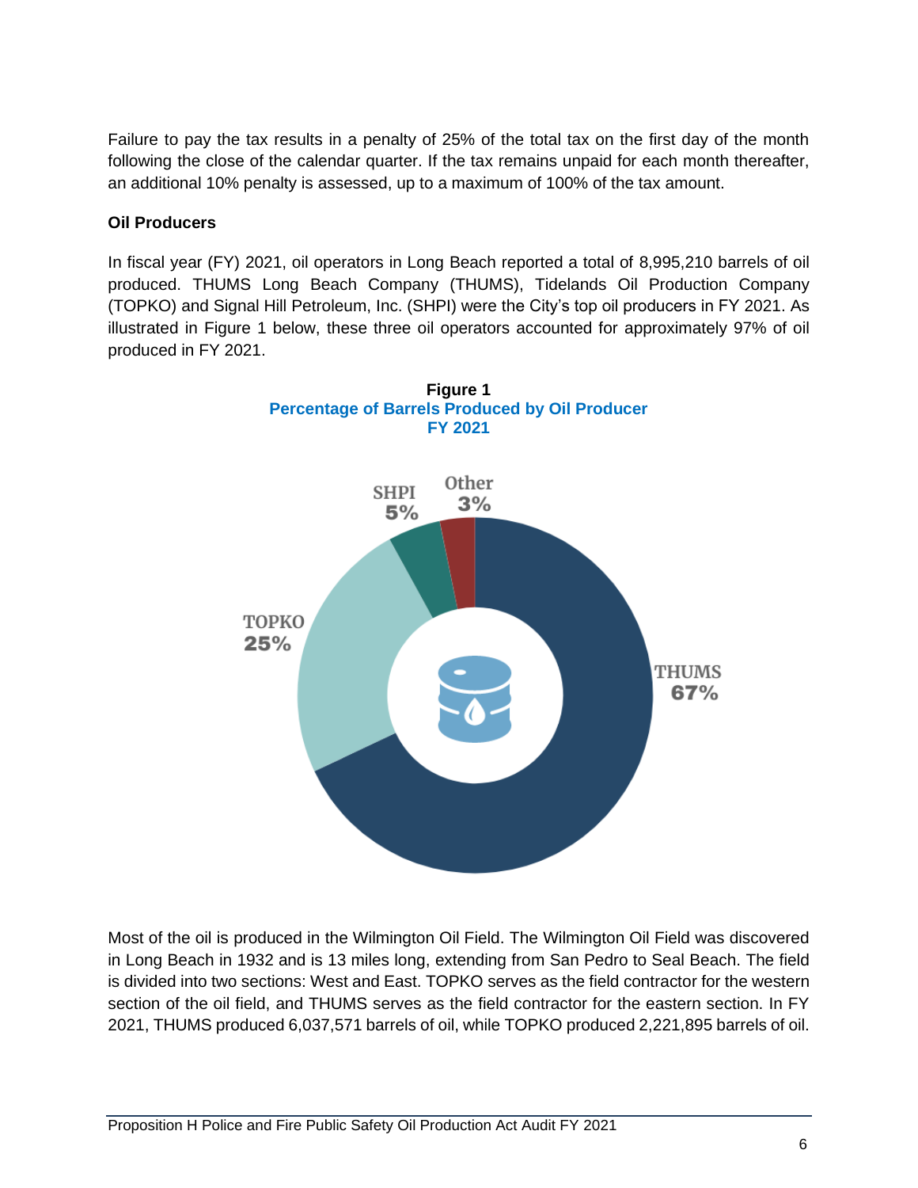Failure to pay the tax results in a penalty of 25% of the total tax on the first day of the month following the close of the calendar quarter. If the tax remains unpaid for each month thereafter, an additional 10% penalty is assessed, up to a maximum of 100% of the tax amount.

**Oil Producers**

In fiscal year (FY) 2021, oil operators in Long Beach reported a total of 8,995,210 barrels of oil produced. THUMS Long Beach Company (THUMS), Tidelands Oil Production Company (TOPKO) and Signal Hill Petroleum, Inc. (SHPI) were the City's top oil producers in FY 2021. As illustrated in Figure 1 below, these three oil operators accounted for approximately 97% of oil produced in FY 2021.

**Figure 1**
**Percentage of Barrels Produced by Oil Producer**
**FY 2021**

| Oil Producer | Percentage |
|---|---|
| THUMS | 67% |
| TOPKO | 25% |
| SHPI | 5% |
| Other | 3% |

Most of the oil is produced in the Wilmington Oil Field. The Wilmington Oil Field was discovered in Long Beach in 1932 and is 13 miles long, extending from San Pedro to Seal Beach. The field is divided into two sections: West and East. TOPKO serves as the field contractor for the western section of the oil field, and THUMS serves as the field contractor for the eastern section. In FY 2021, THUMS produced 6,037,571 barrels of oil, while TOPKO produced 2,221,895 barrels of oil.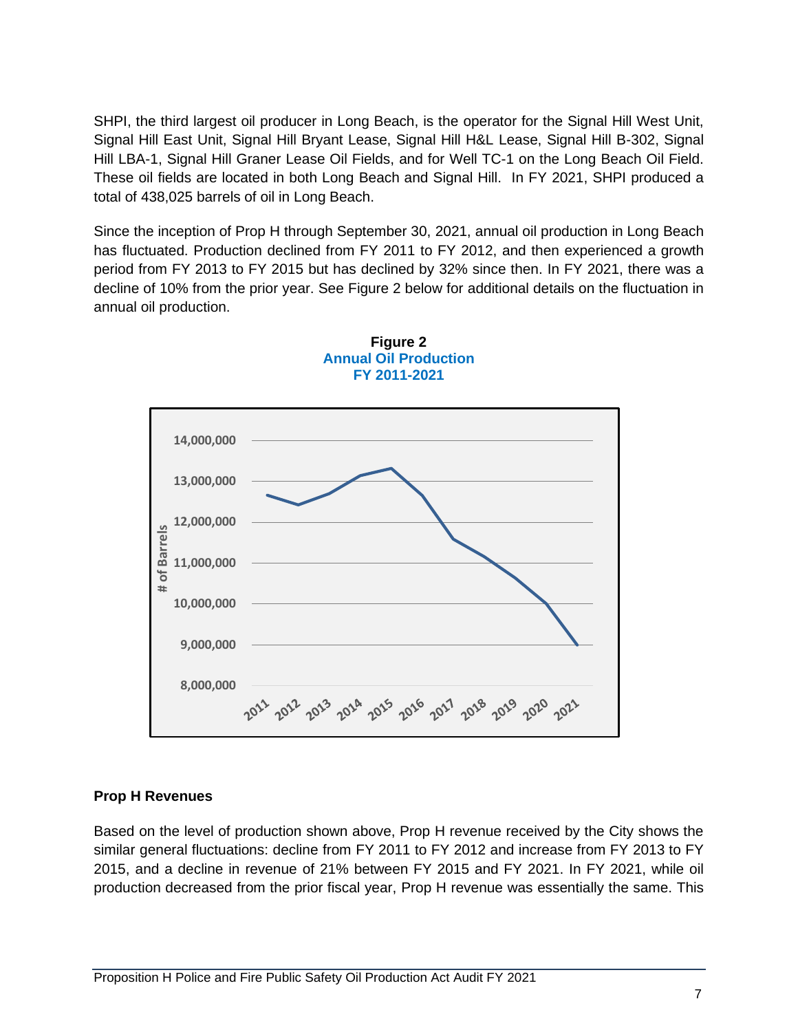SHPI, the third largest oil producer in Long Beach, is the operator for the Signal Hill West Unit, Signal Hill East Unit, Signal Hill Bryant Lease, Signal Hill H&L Lease, Signal Hill B-302, Signal Hill LBA-1, Signal Hill Graner Lease Oil Fields, and for Well TC-1 on the Long Beach Oil Field. These oil fields are located in both Long Beach and Signal Hill. In FY 2021, SHPI produced a total of 438,025 barrels of oil in Long Beach.

Since the inception of Prop H through September 30, 2021, annual oil production in Long Beach has fluctuated. Production declined from FY 2011 to FY 2012, and then experienced a growth period from FY 2013 to FY 2015 but has declined by 32% since then. In FY 2021, there was a decline of 10% from the prior year. See Figure 2 below for additional details on the fluctuation in annual oil production.

**Figure 2**
**Annual Oil Production**
**FY 2011-2021**

## Prop H Revenues

Based on the level of production shown above, Prop H revenue received by the City shows the similar general fluctuations: decline from FY 2011 to FY 2012 and increase from FY 2013 to FY 2015, and a decline in revenue of 21% between FY 2015 and FY 2021. In FY 2021, while oil production decreased from the prior fiscal year, Prop H revenue was essentially the same. This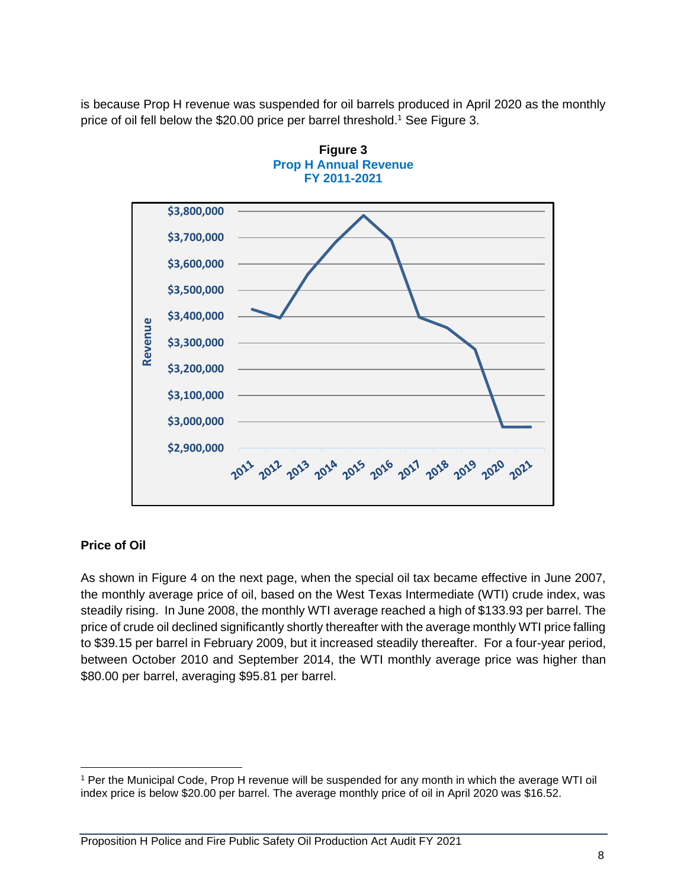is because Prop H revenue was suspended for oil barrels produced in April 2020 as the monthly price of oil fell below the $20.00 price per barrel threshold.[1] See Figure 3.

**Figure 3**
**Prop H Annual Revenue**
**FY 2011-2021**

### Price of Oil

As shown in Figure 4 on the next page, when the special oil tax became effective in June 2007, the monthly average price of oil, based on the West Texas Intermediate (WTI) crude index, was steadily rising. In June 2008, the monthly WTI average reached a high of $133.93 per barrel. The price of crude oil declined significantly shortly thereafter with the average monthly WTI price falling to $39.15 per barrel in February 2009, but it increased steadily thereafter. For a four-year period, between October 2010 and September 2014, the WTI monthly average price was higher than $80.00 per barrel, averaging $95.81 per barrel.

[1] Per the Municipal Code, Prop H revenue will be suspended for any month in which the average WTI oil index price is below $20.00 per barrel. The average monthly price of oil in April 2020 was $16.52.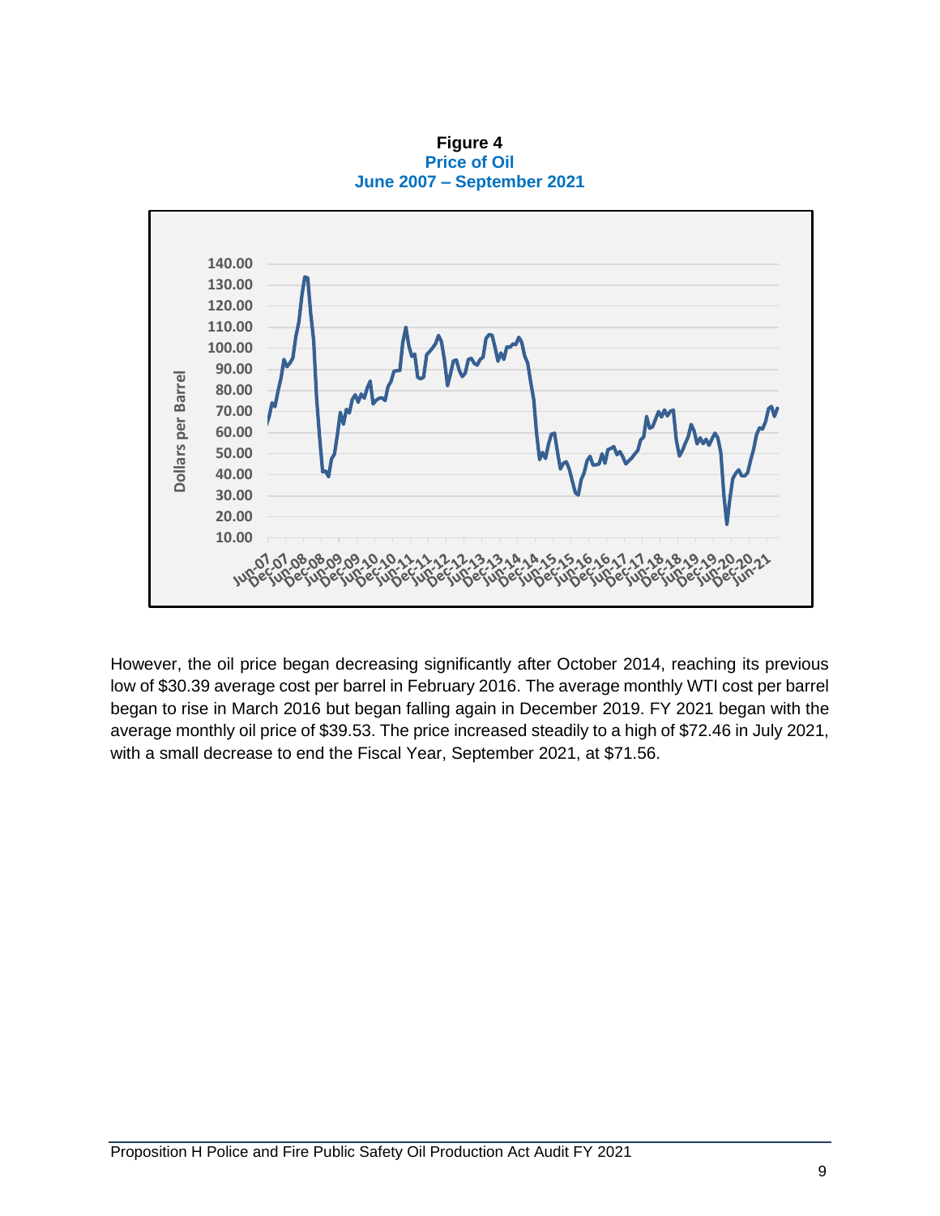**Figure 4**
**Price of Oil**
**June 2007 – September 2021**

However, the oil price began decreasing significantly after October 2014, reaching its previous low of $30.39 average cost per barrel in February 2016. The average monthly WTI cost per barrel began to rise in March 2016 but began falling again in December 2019. FY 2021 began with the average monthly oil price of $39.53. The price increased steadily to a high of $72.46 in July 2021, with a small decrease to end the Fiscal Year, September 2021, at $71.56.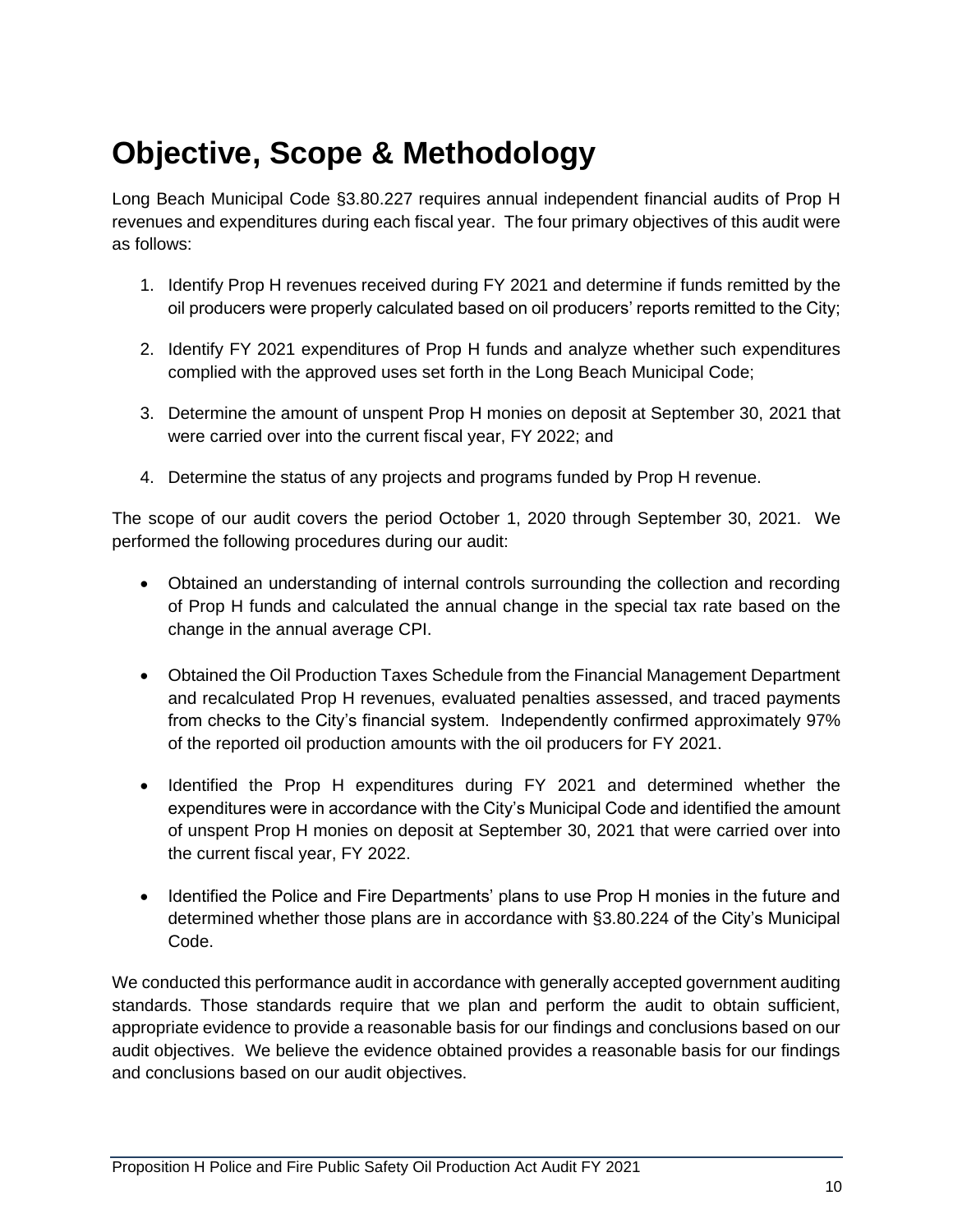# Objective, Scope & Methodology

Long Beach Municipal Code §3.80.227 requires annual independent financial audits of Prop H revenues and expenditures during each fiscal year. The four primary objectives of this audit were as follows:

1. Identify Prop H revenues received during FY 2021 and determine if funds remitted by the oil producers were properly calculated based on oil producers' reports remitted to the City;

2. Identify FY 2021 expenditures of Prop H funds and analyze whether such expenditures complied with the approved uses set forth in the Long Beach Municipal Code;

3. Determine the amount of unspent Prop H monies on deposit at September 30, 2021 that were carried over into the current fiscal year, FY 2022; and

4. Determine the status of any projects and programs funded by Prop H revenue.

The scope of our audit covers the period October 1, 2020 through September 30, 2021. We performed the following procedures during our audit:

- Obtained an understanding of internal controls surrounding the collection and recording of Prop H funds and calculated the annual change in the special tax rate based on the change in the annual average CPI.

- Obtained the Oil Production Taxes Schedule from the Financial Management Department and recalculated Prop H revenues, evaluated penalties assessed, and traced payments from checks to the City's financial system. Independently confirmed approximately 97% of the reported oil production amounts with the oil producers for FY 2021.

- Identified the Prop H expenditures during FY 2021 and determined whether the expenditures were in accordance with the City's Municipal Code and identified the amount of unspent Prop H monies on deposit at September 30, 2021 that were carried over into the current fiscal year, FY 2022.

- Identified the Police and Fire Departments' plans to use Prop H monies in the future and determined whether those plans are in accordance with §3.80.224 of the City's Municipal Code.

We conducted this performance audit in accordance with generally accepted government auditing standards. Those standards require that we plan and perform the audit to obtain sufficient, appropriate evidence to provide a reasonable basis for our findings and conclusions based on our audit objectives. We believe the evidence obtained provides a reasonable basis for our findings and conclusions based on our audit objectives.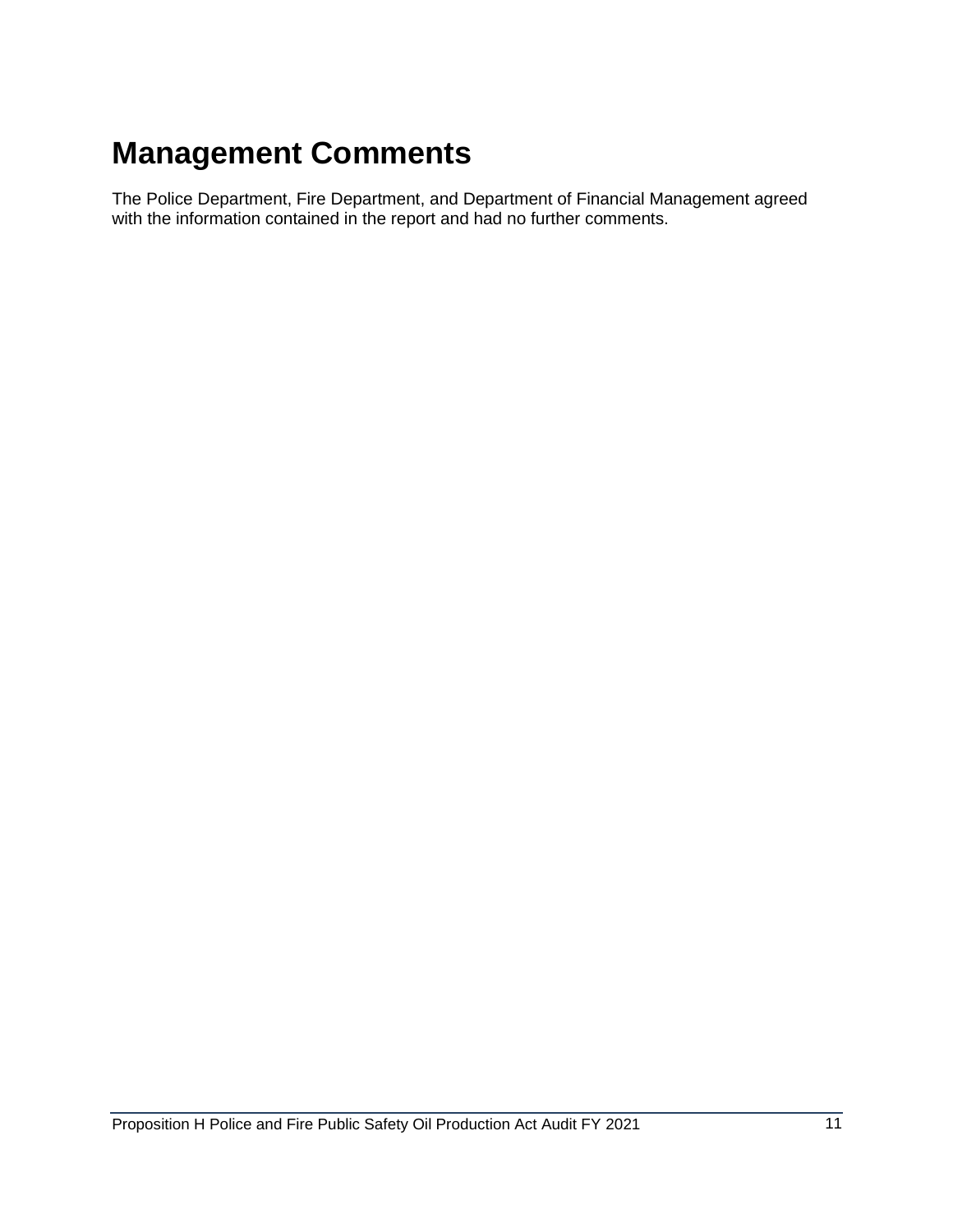# Management Comments

The Police Department, Fire Department, and Department of Financial Management agreed with the information contained in the report and had no further comments.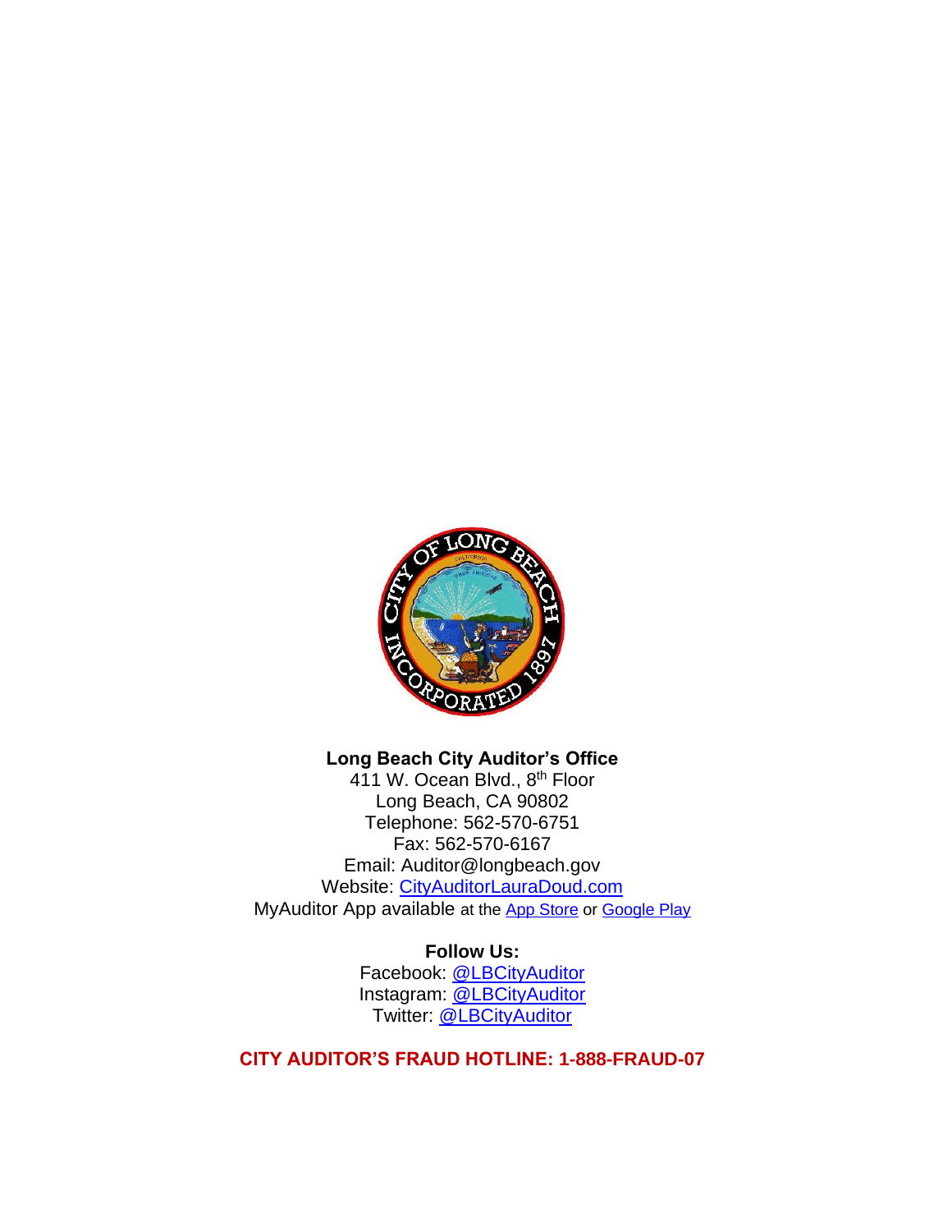**Long Beach City Auditor's Office**
411 W. Ocean Blvd., 8th Floor
Long Beach, CA 90802
Telephone: 562-570-6751
Fax: 562-570-6167
Email: Auditor@longbeach.gov
Website: CityAuditorLauraDoud.com
MyAuditor App available at the App Store or Google Play

**Follow Us:**
Facebook: @LBCityAuditor
Instagram: @LBCityAuditor
Twitter: @LBCityAuditor

**CITY AUDITOR'S FRAUD HOTLINE: 1-888-FRAUD-07**